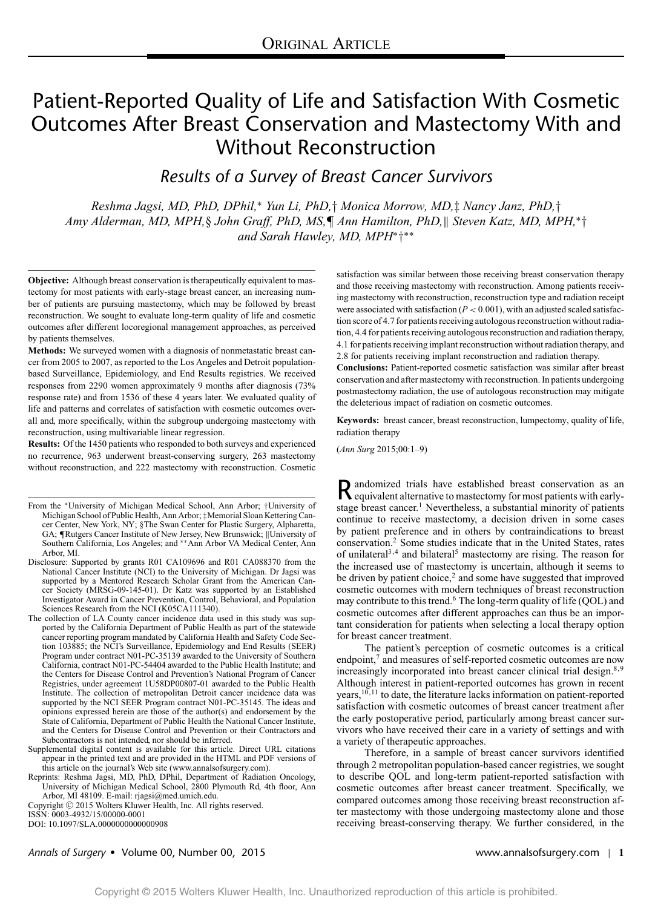ORIGINAL ARTICLE

# Patient-Reported Quality of Life and Satisfaction With Cosmetic Outcomes After Breast Conservation and Mastectomy With and Without Reconstruction

## *Results of a Survey of Breast Cancer Survivors*

*Reshma Jagsi, MD, PhD, DPhil,\* Yun Li, PhD,† Monica Morrow, MD,‡ Nancy Janz, PhD,† Amy Alderman, MD, MPH,§ John Graff, PhD, MS,¶ Ann Hamilton, PhD,‖ Steven Katz, MD, MPH,\*† and Sarah Hawley, MD, MPH\*†\*\**

**Objective:** Although breast conservation is therapeutically equivalent to mastectomy for most patients with early-stage breast cancer, an increasing number of patients are pursuing mastectomy, which may be followed by breast reconstruction. We sought to evaluate long-term quality of life and cosmetic outcomes after different locoregional management approaches, as perceived by patients themselves.

**Methods:** We surveyed women with a diagnosis of nonmetastatic breast cancer from 2005 to 2007, as reported to the Los Angeles and Detroit population-based Surveillance, Epidemiology, and End Results registries. We received responses from 2290 women approximately 9 months after diagnosis (73% response rate) and from 1536 of these 4 years later. We evaluated quality of life and patterns and correlates of satisfaction with cosmetic outcomes overall and, more specifically, within the subgroup undergoing mastectomy with reconstruction, using multivariable linear regression.

**Results:** Of the 1450 patients who responded to both surveys and experienced no recurrence, 963 underwent breast-conserving surgery, 263 mastectomy without reconstruction, and 222 mastectomy with reconstruction. Cosmetic satisfaction was similar between those receiving breast conservation therapy and those receiving mastectomy with reconstruction. Among patients receiving mastectomy with reconstruction, reconstruction type and radiation receipt were associated with satisfaction ($P < 0.001$), with an adjusted scaled satisfaction score of 4.7 for patients receiving autologous reconstruction without radiation, 4.4 for patients receiving autologous reconstruction and radiation therapy, 4.1 for patients receiving implant reconstruction without radiation therapy, and 2.8 for patients receiving implant reconstruction and radiation therapy.

**Conclusions:** Patient-reported cosmetic satisfaction was similar after breast conservation and after mastectomy with reconstruction. In patients undergoing postmastectomy radiation, the use of autologous reconstruction may mitigate the deleterious impact of radiation on cosmetic outcomes.

**Keywords:** breast cancer, breast reconstruction, lumpectomy, quality of life, radiation therapy

(*Ann Surg* 2015;00:1–9)

From the \*University of Michigan Medical School, Ann Arbor; †University of Michigan School of Public Health, Ann Arbor; ‡Memorial Sloan Kettering Cancer Center, New York, NY; §The Swan Center for Plastic Surgery, Alpharetta, GA; ¶Rutgers Cancer Institute of New Jersey, New Brunswick; ‖University of Southern California, Los Angeles; and \*\*Ann Arbor VA Medical Center, Ann Arbor, MI.

Disclosure: Supported by grants R01 CA109696 and R01 CA088370 from the National Cancer Institute (NCI) to the University of Michigan. Dr Jagsi was supported by a Mentored Research Scholar Grant from the American Cancer Society (MRSG-09-145-01). Dr Katz was supported by an Established Investigator Award in Cancer Prevention, Control, Behavioral, and Population Sciences Research from the NCI (K05CA111340).

The collection of LA County cancer incidence data used in this study was supported by the California Department of Public Health as part of the statewide cancer reporting program mandated by California Health and Safety Code Section 103885; the NCI's Surveillance, Epidemiology and End Results (SEER) Program under contract N01-PC-35139 awarded to the University of Southern California, contract N01-PC-54404 awarded to the Public Health Institute; and the Centers for Disease Control and Prevention's National Program of Cancer Registries, under agreement 1U58DP00807-01 awarded to the Public Health Institute. The collection of metropolitan Detroit cancer incidence data was supported by the NCI SEER Program contract N01-PC-35145. The ideas and opinions expressed herein are those of the author(s) and endorsement by the State of California, Department of Public Health the National Cancer Institute, and the Centers for Disease Control and Prevention or their Contractors and Subcontractors is not intended, nor should be inferred.

Supplemental digital content is available for this article. Direct URL citations appear in the printed text and are provided in the HTML and PDF versions of this article on the journal's Web site (www.annalsofsurgery.com).

Reprints: Reshma Jagsi, MD, PhD, DPhil, Department of Radiation Oncology, University of Michigan Medical School, 2800 Plymouth Rd, 4th floor, Ann Arbor, MI 48109. E-mail: rjagsi@med.umich.edu.

Copyright © 2015 Wolters Kluwer Health, Inc. All rights reserved.

ISSN: 0003-4932/15/00000-0001

DOI: 10.1097/SLA.0000000000000908

Randomized trials have established breast conservation as an equivalent alternative to mastectomy for most patients with early-stage breast cancer.[1] Nevertheless, a substantial minority of patients continue to receive mastectomy, a decision driven in some cases by patient preference and in others by contraindications to breast conservation.[2] Some studies indicate that in the United States, rates of unilateral[3,4] and bilateral[5] mastectomy are rising. The reason for the increased use of mastectomy is uncertain, although it seems to be driven by patient choice,[2] and some have suggested that improved cosmetic outcomes with modern techniques of breast reconstruction may contribute to this trend.[6] The long-term quality of life (QOL) and cosmetic outcomes after different approaches can thus be an important consideration for patients when selecting a local therapy option for breast cancer treatment.

The patient's perception of cosmetic outcomes is a critical endpoint,[7] and measures of self-reported cosmetic outcomes are now increasingly incorporated into breast cancer clinical trial design.[8,9] Although interest in patient-reported outcomes has grown in recent years,[10,11] to date, the literature lacks information on patient-reported satisfaction with cosmetic outcomes of breast cancer treatment after the early postoperative period, particularly among breast cancer survivors who have received their care in a variety of settings and with a variety of therapeutic approaches.

Therefore, in a sample of breast cancer survivors identified through 2 metropolitan population-based cancer registries, we sought to describe QOL and long-term patient-reported satisfaction with cosmetic outcomes after breast cancer treatment. Specifically, we compared outcomes among those receiving breast reconstruction after mastectomy with those undergoing mastectomy alone and those receiving breast-conserving therapy. We further considered, in the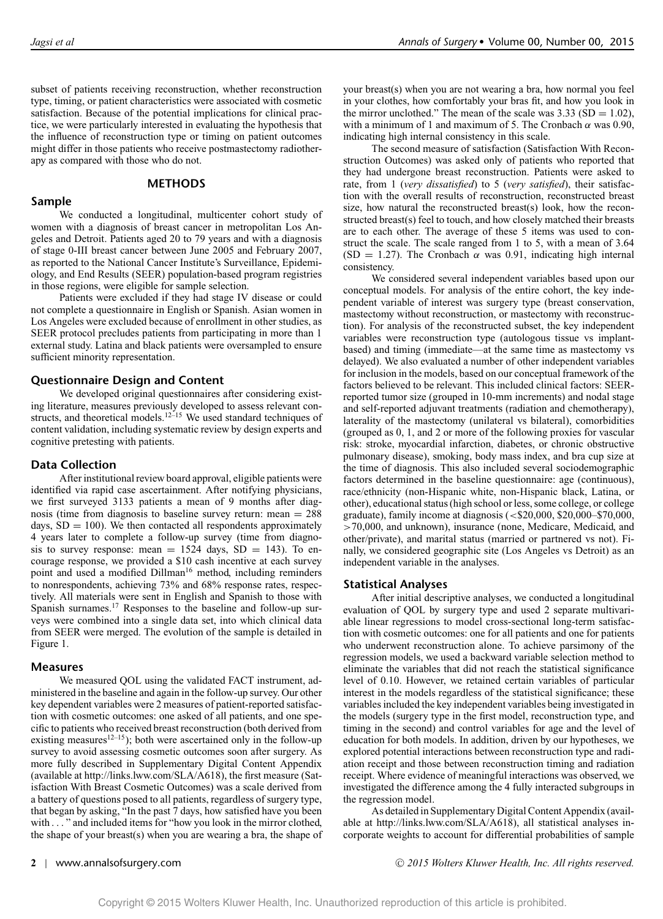subset of patients receiving reconstruction, whether reconstruction type, timing, or patient characteristics were associated with cosmetic satisfaction. Because of the potential implications for clinical practice, we were particularly interested in evaluating the hypothesis that the influence of reconstruction type or timing on patient outcomes might differ in those patients who receive postmastectomy radiotherapy as compared with those who do not.

## METHODS

### Sample

We conducted a longitudinal, multicenter cohort study of women with a diagnosis of breast cancer in metropolitan Los Angeles and Detroit. Patients aged 20 to 79 years and with a diagnosis of stage 0-III breast cancer between June 2005 and February 2007, as reported to the National Cancer Institute's Surveillance, Epidemiology, and End Results (SEER) population-based program registries in those regions, were eligible for sample selection.

Patients were excluded if they had stage IV disease or could not complete a questionnaire in English or Spanish. Asian women in Los Angeles were excluded because of enrollment in other studies, as SEER protocol precludes patients from participating in more than 1 external study. Latina and black patients were oversampled to ensure sufficient minority representation.

### Questionnaire Design and Content

We developed original questionnaires after considering existing literature, measures previously developed to assess relevant constructs, and theoretical models.[12–15] We used standard techniques of content validation, including systematic review by design experts and cognitive pretesting with patients.

### Data Collection

After institutional review board approval, eligible patients were identified via rapid case ascertainment. After notifying physicians, we first surveyed 3133 patients a mean of 9 months after diagnosis (time from diagnosis to baseline survey return: mean = 288 days, SD = 100). We then contacted all respondents approximately 4 years later to complete a follow-up survey (time from diagnosis to survey response: mean = 1524 days, SD = 143). To encourage response, we provided a $10 cash incentive at each survey point and used a modified Dillman[16] method, including reminders to nonrespondents, achieving 73% and 68% response rates, respectively. All materials were sent in English and Spanish to those with Spanish surnames.[17] Responses to the baseline and follow-up surveys were combined into a single data set, into which clinical data from SEER were merged. The evolution of the sample is detailed in Figure 1.

### Measures

We measured QOL using the validated FACT instrument, administered in the baseline and again in the follow-up survey. Our other key dependent variables were 2 measures of patient-reported satisfaction with cosmetic outcomes: one asked of all patients, and one specific to patients who received breast reconstruction (both derived from existing measures[12–15]); both were ascertained only in the follow-up survey to avoid assessing cosmetic outcomes soon after surgery. As more fully described in Supplementary Digital Content Appendix (available at http://links.lww.com/SLA/A618), the first measure (Satisfaction With Breast Cosmetic Outcomes) was a scale derived from a battery of questions posed to all patients, regardless of surgery type, that began by asking, "In the past 7 days, how satisfied have you been with . . . " and included items for "how you look in the mirror clothed, the shape of your breast(s) when you are wearing a bra, the shape of your breast(s) when you are not wearing a bra, how normal you feel in your clothes, how comfortably your bras fit, and how you look in the mirror unclothed." The mean of the scale was 3.33 (SD = 1.02), with a minimum of 1 and maximum of 5. The Cronbach $\alpha$ was 0.90, indicating high internal consistency in this scale.

The second measure of satisfaction (Satisfaction With Reconstruction Outcomes) was asked only of patients who reported that they had undergone breast reconstruction. Patients were asked to rate, from 1 (*very dissatisfied*) to 5 (*very satisfied*), their satisfaction with the overall results of reconstruction, reconstructed breast size, how natural the reconstructed breast(s) look, how the reconstructed breast(s) feel to touch, and how closely matched their breasts are to each other. The average of these 5 items was used to construct the scale. The scale ranged from 1 to 5, with a mean of 3.64 (SD = 1.27). The Cronbach $\alpha$ was 0.91, indicating high internal consistency.

We considered several independent variables based upon our conceptual models. For analysis of the entire cohort, the key independent variable of interest was surgery type (breast conservation, mastectomy without reconstruction, or mastectomy with reconstruction). For analysis of the reconstructed subset, the key independent variables were reconstruction type (autologous tissue vs implant-based) and timing (immediate—at the same time as mastectomy vs delayed). We also evaluated a number of other independent variables for inclusion in the models, based on our conceptual framework of the factors believed to be relevant. This included clinical factors: SEER-reported tumor size (grouped in 10-mm increments) and nodal stage and self-reported adjuvant treatments (radiation and chemotherapy), laterality of the mastectomy (unilateral vs bilateral), comorbidities (grouped as 0, 1, and 2 or more of the following proxies for vascular risk: stroke, myocardial infarction, diabetes, or chronic obstructive pulmonary disease), smoking, body mass index, and bra cup size at the time of diagnosis. This also included several sociodemographic factors determined in the baseline questionnaire: age (continuous), race/ethnicity (non-Hispanic white, non-Hispanic black, Latina, or other), educational status (high school or less, some college, or college graduate), family income at diagnosis (<$20,000, $20,000–$70,000, >70,000, and unknown), insurance (none, Medicare, Medicaid, and other/private), and marital status (married or partnered vs not). Finally, we considered geographic site (Los Angeles vs Detroit) as an independent variable in the analyses.

### Statistical Analyses

After initial descriptive analyses, we conducted a longitudinal evaluation of QOL by surgery type and used 2 separate multivariable linear regressions to model cross-sectional long-term satisfaction with cosmetic outcomes: one for all patients and one for patients who underwent reconstruction alone. To achieve parsimony of the regression models, we used a backward variable selection method to eliminate the variables that did not reach the statistical significance level of 0.10. However, we retained certain variables of particular interest in the models regardless of the statistical significance; these variables included the key independent variables being investigated in the models (surgery type in the first model, reconstruction type, and timing in the second) and control variables for age and the level of education for both models. In addition, driven by our hypotheses, we explored potential interactions between reconstruction type and radiation receipt and those between reconstruction timing and radiation receipt. Where evidence of meaningful interactions was observed, we investigated the difference among the 4 fully interacted subgroups in the regression model.

As detailed in Supplementary Digital Content Appendix (available at http://links.lww.com/SLA/A618), all statistical analyses incorporate weights to account for differential probabilities of sample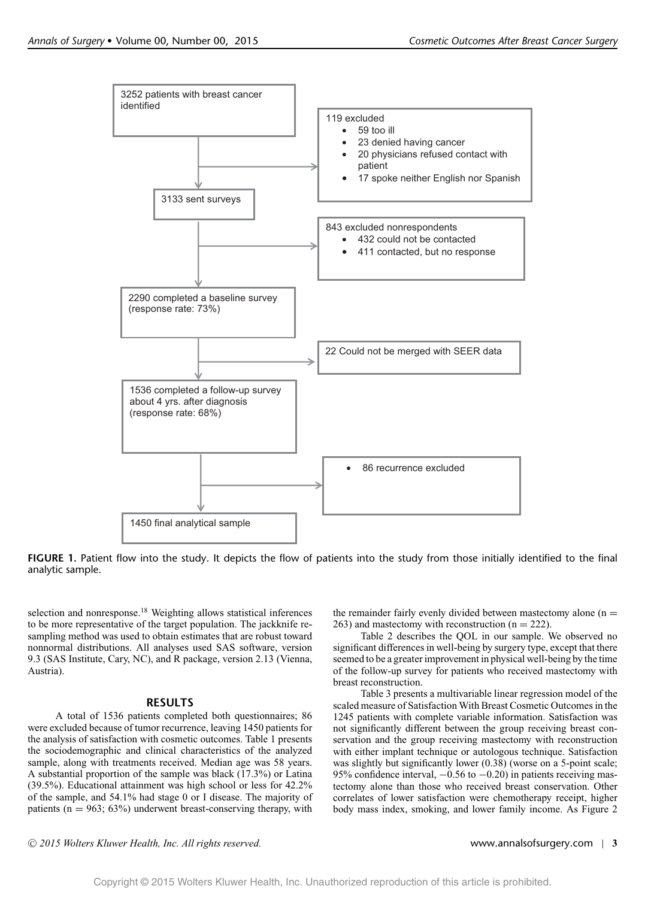3252 patients with breast cancer identified

119 excluded
- 59 too ill
- 23 denied having cancer
- 20 physicians refused contact with patient
- 17 spoke neither English nor Spanish

3133 sent surveys

843 excluded nonrespondents
- 432 could not be contacted
- 411 contacted, but no response

2290 completed a baseline survey (response rate: 73%)

22 Could not be merged with SEER data

1536 completed a follow-up survey about 4 yrs. after diagnosis (response rate: 68%)

- 86 recurrence excluded

1450 final analytical sample

**FIGURE 1.** Patient flow into the study. It depicts the flow of patients into the study from those initially identified to the final analytic sample.

selection and nonresponse.[18] Weighting allows statistical inferences to be more representative of the target population. The jackknife resampling method was used to obtain estimates that are robust toward nonnormal distributions. All analyses used SAS software, version 9.3 (SAS Institute, Cary, NC), and R package, version 2.13 (Vienna, Austria).

## RESULTS

A total of 1536 patients completed both questionnaires; 86 were excluded because of tumor recurrence, leaving 1450 patients for the analysis of satisfaction with cosmetic outcomes. Table 1 presents the sociodemographic and clinical characteristics of the analyzed sample, along with treatments received. Median age was 58 years. A substantial proportion of the sample was black (17.3%) or Latina (39.5%). Educational attainment was high school or less for 42.2% of the sample, and 54.1% had stage 0 or I disease. The majority of patients (n = 963; 63%) underwent breast-conserving therapy, with the remainder fairly evenly divided between mastectomy alone (n = 263) and mastectomy with reconstruction (n = 222).

Table 2 describes the QOL in our sample. We observed no significant differences in well-being by surgery type, except that there seemed to be a greater improvement in physical well-being by the time of the follow-up survey for patients who received mastectomy with breast reconstruction.

Table 3 presents a multivariable linear regression model of the scaled measure of Satisfaction With Breast Cosmetic Outcomes in the 1245 patients with complete variable information. Satisfaction was not significantly different between the group receiving breast conservation and the group receiving mastectomy with reconstruction with either implant technique or autologous technique. Satisfaction was slightly but significantly lower (0.38) (worse on a 5-point scale; 95% confidence interval, −0.56 to −0.20) in patients receiving mastectomy alone than those who received breast conservation. Other correlates of lower satisfaction were chemotherapy receipt, higher body mass index, smoking, and lower family income. As Figure 2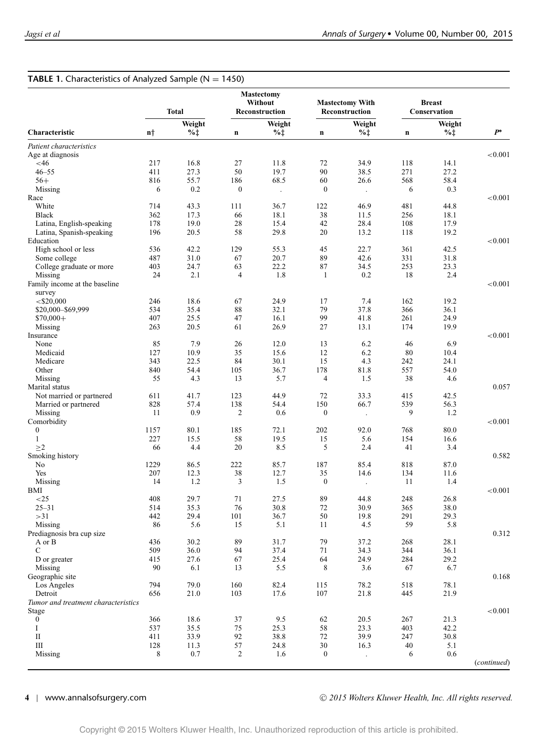**TABLE 1.** Characteristics of Analyzed Sample (N = 1450)

| Characteristic | Total | | Mastectomy Without Reconstruction | | Mastectomy With Reconstruction | | Breast Conservation | | |
|---|---|---|---|---|---|---|---|---|---|
| | n† | Weight %‡ | n | Weight %‡ | n | Weight %‡ | n | Weight %‡ | P* |
| *Patient characteristics* | | | | | | | | | |
| Age at diagnosis | | | | | | | | | <0.001 |
| <46 | 217 | 16.8 | 27 | 11.8 | 72 | 34.9 | 118 | 14.1 | |
| 46–55 | 411 | 27.3 | 50 | 19.7 | 90 | 38.5 | 271 | 27.2 | |
| 56+ | 816 | 55.7 | 186 | 68.5 | 60 | 26.6 | 568 | 58.4 | |
| Missing | 6 | 0.2 | 0 | . | 0 | . | 6 | 0.3 | |
| Race | | | | | | | | | <0.001 |
| White | 714 | 43.3 | 111 | 36.7 | 122 | 46.9 | 481 | 44.8 | |
| Black | 362 | 17.3 | 66 | 18.1 | 38 | 11.5 | 256 | 18.1 | |
| Latina, English-speaking | 178 | 19.0 | 28 | 15.4 | 42 | 28.4 | 108 | 17.9 | |
| Latina, Spanish-speaking | 196 | 20.5 | 58 | 29.8 | 20 | 13.2 | 118 | 19.2 | |
| Education | | | | | | | | | <0.001 |
| High school or less | 536 | 42.2 | 129 | 55.3 | 45 | 22.7 | 361 | 42.5 | |
| Some college | 487 | 31.0 | 67 | 20.7 | 89 | 42.6 | 331 | 31.8 | |
| College graduate or more | 403 | 24.7 | 63 | 22.2 | 87 | 34.5 | 253 | 23.3 | |
| Missing | 24 | 2.1 | 4 | 1.8 | 1 | 0.2 | 18 | 2.4 | |
| Family income at the baseline survey | | | | | | | | | <0.001 |
| <$20,000 | 246 | 18.6 | 67 | 24.9 | 17 | 7.4 | 162 | 19.2 | |
| $20,000–$69,999 | 534 | 35.4 | 88 | 32.1 | 79 | 37.8 | 366 | 36.1 | |
| $70,000+ | 407 | 25.5 | 47 | 16.1 | 99 | 41.8 | 261 | 24.9 | |
| Missing | 263 | 20.5 | 61 | 26.9 | 27 | 13.1 | 174 | 19.9 | |
| Insurance | | | | | | | | | <0.001 |
| None | 85 | 7.9 | 26 | 12.0 | 13 | 6.2 | 46 | 6.9 | |
| Medicaid | 127 | 10.9 | 35 | 15.6 | 12 | 6.2 | 80 | 10.4 | |
| Medicare | 343 | 22.5 | 84 | 30.1 | 15 | 4.3 | 242 | 24.1 | |
| Other | 840 | 54.4 | 105 | 36.7 | 178 | 81.8 | 557 | 54.0 | |
| Missing | 55 | 4.3 | 13 | 5.7 | 4 | 1.5 | 38 | 4.6 | |
| Marital status | | | | | | | | | 0.057 |
| Not married or partnered | 611 | 41.7 | 123 | 44.9 | 72 | 33.3 | 415 | 42.5 | |
| Married or partnered | 828 | 57.4 | 138 | 54.4 | 150 | 66.7 | 539 | 56.3 | |
| Missing | 11 | 0.9 | 2 | 0.6 | 0 | . | 9 | 1.2 | |
| Comorbidity | | | | | | | | | <0.001 |
| 0 | 1157 | 80.1 | 185 | 72.1 | 202 | 92.0 | 768 | 80.0 | |
| 1 | 227 | 15.5 | 58 | 19.5 | 15 | 5.6 | 154 | 16.6 | |
| ≥2 | 66 | 4.4 | 20 | 8.5 | 5 | 2.4 | 41 | 3.4 | |
| Smoking history | | | | | | | | | 0.582 |
| No | 1229 | 86.5 | 222 | 85.7 | 187 | 85.4 | 818 | 87.0 | |
| Yes | 207 | 12.3 | 38 | 12.7 | 35 | 14.6 | 134 | 11.6 | |
| Missing | 14 | 1.2 | 3 | 1.5 | 0 | . | 11 | 1.4 | |
| BMI | | | | | | | | | <0.001 |
| <25 | 408 | 29.7 | 71 | 27.5 | 89 | 44.8 | 248 | 26.8 | |
| 25–31 | 514 | 35.3 | 76 | 30.8 | 72 | 30.9 | 365 | 38.0 | |
| >31 | 442 | 29.4 | 101 | 36.7 | 50 | 19.8 | 291 | 29.3 | |
| Missing | 86 | 5.6 | 15 | 5.1 | 11 | 4.5 | 59 | 5.8 | |
| Prediagnosis bra cup size | | | | | | | | | 0.312 |
| A or B | 436 | 30.2 | 89 | 31.7 | 79 | 37.2 | 268 | 28.1 | |
| C | 509 | 36.0 | 94 | 37.4 | 71 | 34.3 | 344 | 36.1 | |
| D or greater | 415 | 27.6 | 67 | 25.4 | 64 | 24.9 | 284 | 29.2 | |
| Missing | 90 | 6.1 | 13 | 5.5 | 8 | 3.6 | 67 | 6.7 | |
| Geographic site | | | | | | | | | 0.168 |
| Los Angeles | 794 | 79.0 | 160 | 82.4 | 115 | 78.2 | 518 | 78.1 | |
| Detroit | 656 | 21.0 | 103 | 17.6 | 107 | 21.8 | 445 | 21.9 | |
| *Tumor and treatment characteristics* | | | | | | | | | |
| Stage | | | | | | | | | <0.001 |
| 0 | 366 | 18.6 | 37 | 9.5 | 62 | 20.5 | 267 | 21.3 | |
| I | 537 | 35.5 | 75 | 25.3 | 58 | 23.3 | 403 | 42.2 | |
| II | 411 | 33.9 | 92 | 38.8 | 72 | 39.9 | 247 | 30.8 | |
| III | 128 | 11.3 | 57 | 24.8 | 30 | 16.3 | 40 | 5.1 | |
| Missing | 8 | 0.7 | 2 | 1.6 | 0 | . | 6 | 0.6 | |

(*continued*)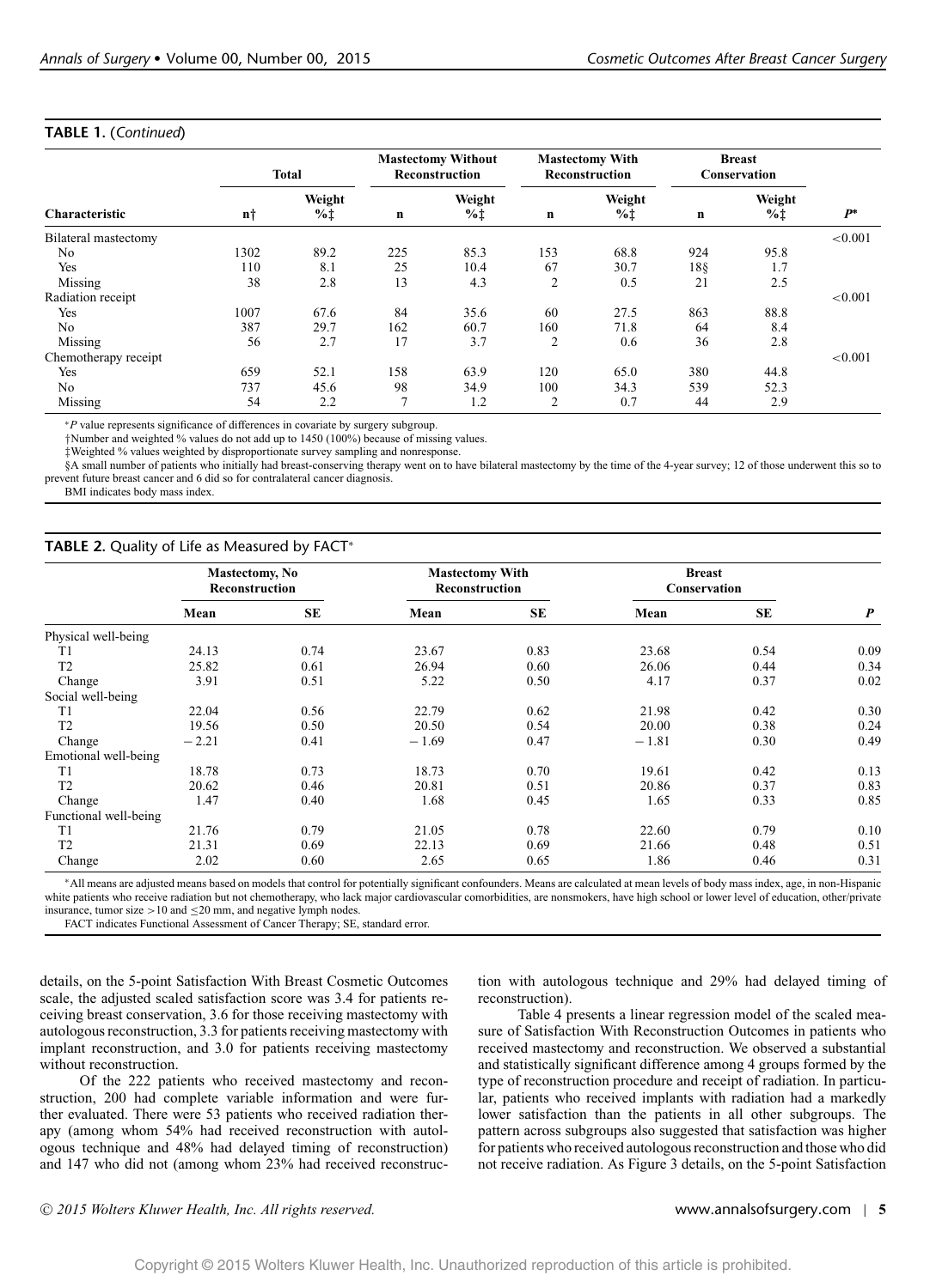**TABLE 1.** (*Continued*)

| Characteristic | Total | | Mastectomy Without Reconstruction | | Mastectomy With Reconstruction | | Breast Conservation | | |
|---|---|---|---|---|---|---|---|---|---|
| | n† | Weight %‡ | n | Weight %‡ | n | Weight %‡ | n | Weight %‡ | P* |
| Bilateral mastectomy | | | | | | | | | <0.001 |
| No | 1302 | 89.2 | 225 | 85.3 | 153 | 68.8 | 924 | 95.8 | |
| Yes | 110 | 8.1 | 25 | 10.4 | 67 | 30.7 | 18§ | 1.7 | |
| Missing | 38 | 2.8 | 13 | 4.3 | 2 | 0.5 | 21 | 2.5 | |
| Radiation receipt | | | | | | | | | <0.001 |
| Yes | 1007 | 67.6 | 84 | 35.6 | 60 | 27.5 | 863 | 88.8 | |
| No | 387 | 29.7 | 162 | 60.7 | 160 | 71.8 | 64 | 8.4 | |
| Missing | 56 | 2.7 | 17 | 3.7 | 2 | 0.6 | 36 | 2.8 | |
| Chemotherapy receipt | | | | | | | | | <0.001 |
| Yes | 659 | 52.1 | 158 | 63.9 | 120 | 65.0 | 380 | 44.8 | |
| No | 737 | 45.6 | 98 | 34.9 | 100 | 34.3 | 539 | 52.3 | |
| Missing | 54 | 2.2 | 7 | 1.2 | 2 | 0.7 | 44 | 2.9 | |

*P value represents significance of differences in covariate by surgery subgroup.
†Number and weighted % values do not add up to 1450 (100%) because of missing values.
‡Weighted % values weighted by disproportionate survey sampling and nonresponse.
§A small number of patients who initially had breast-conserving therapy went on to have bilateral mastectomy by the time of the 4-year survey; 12 of those underwent this so to prevent future breast cancer and 6 did so for contralateral cancer diagnosis.
BMI indicates body mass index.

**TABLE 2.** Quality of Life as Measured by FACT*

| | Mastectomy, No Reconstruction | | Mastectomy With Reconstruction | | Breast Conservation | | |
|---|---|---|---|---|---|---|---|
| | Mean | SE | Mean | SE | Mean | SE | P |
| Physical well-being | | | | | | | |
| T1 | 24.13 | 0.74 | 23.67 | 0.83 | 23.68 | 0.54 | 0.09 |
| T2 | 25.82 | 0.61 | 26.94 | 0.60 | 26.06 | 0.44 | 0.34 |
| Change | 3.91 | 0.51 | 5.22 | 0.50 | 4.17 | 0.37 | 0.02 |
| Social well-being | | | | | | | |
| T1 | 22.04 | 0.56 | 22.79 | 0.62 | 21.98 | 0.42 | 0.30 |
| T2 | 19.56 | 0.50 | 20.50 | 0.54 | 20.00 | 0.38 | 0.24 |
| Change | −2.21 | 0.41 | −1.69 | 0.47 | −1.81 | 0.30 | 0.49 |
| Emotional well-being | | | | | | | |
| T1 | 18.78 | 0.73 | 18.73 | 0.70 | 19.61 | 0.42 | 0.13 |
| T2 | 20.62 | 0.46 | 20.81 | 0.51 | 20.86 | 0.37 | 0.83 |
| Change | 1.47 | 0.40 | 1.68 | 0.45 | 1.65 | 0.33 | 0.85 |
| Functional well-being | | | | | | | |
| T1 | 21.76 | 0.79 | 21.05 | 0.78 | 22.60 | 0.79 | 0.10 |
| T2 | 21.31 | 0.69 | 22.13 | 0.69 | 21.66 | 0.48 | 0.51 |
| Change | 2.02 | 0.60 | 2.65 | 0.65 | 1.86 | 0.46 | 0.31 |

*All means are adjusted means based on models that control for potentially significant confounders. Means are calculated at mean levels of body mass index, age, in non-Hispanic white patients who receive radiation but not chemotherapy, who lack major cardiovascular comorbidities, are nonsmokers, have high school or lower level of education, other/private insurance, tumor size >10 and ≤20 mm, and negative lymph nodes.
FACT indicates Functional Assessment of Cancer Therapy; SE, standard error.

details, on the 5-point Satisfaction With Breast Cosmetic Outcomes scale, the adjusted scaled satisfaction score was 3.4 for patients receiving breast conservation, 3.6 for those receiving mastectomy with autologous reconstruction, 3.3 for patients receiving mastectomy with implant reconstruction, and 3.0 for patients receiving mastectomy without reconstruction.

Of the 222 patients who received mastectomy and reconstruction, 200 had complete variable information and were further evaluated. There were 53 patients who received radiation therapy (among whom 54% had received reconstruction with autologous technique and 48% had delayed timing of reconstruction) and 147 who did not (among whom 23% had received reconstruction with autologous technique and 29% had delayed timing of reconstruction).

Table 4 presents a linear regression model of the scaled measure of Satisfaction With Reconstruction Outcomes in patients who received mastectomy and reconstruction. We observed a substantial and statistically significant difference among 4 groups formed by the type of reconstruction procedure and receipt of radiation. In particular, patients who received implants with radiation had a markedly lower satisfaction than the patients in all other subgroups. The pattern across subgroups also suggested that satisfaction was higher for patients who received autologous reconstruction and those who did not receive radiation. As Figure 3 details, on the 5-point Satisfaction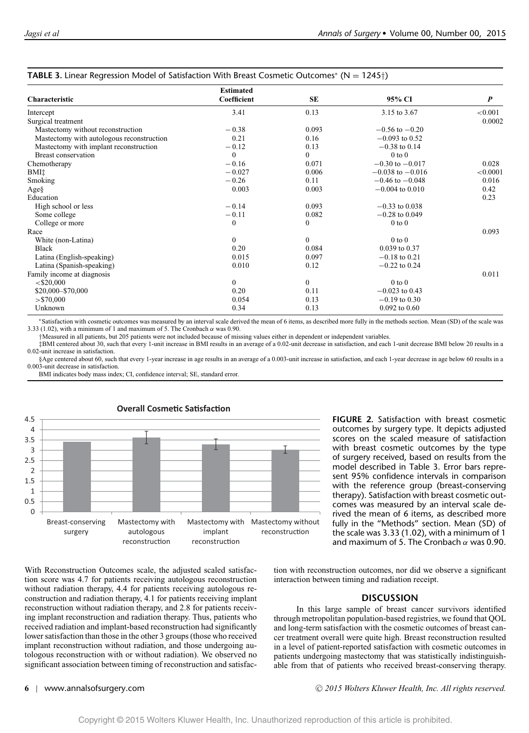**TABLE 3.** Linear Regression Model of Satisfaction With Breast Cosmetic Outcomes* (N = 1245†)

| Characteristic | Estimated Coefficient | SE | 95% CI | *P* |
|---|---|---|---|---|
| Intercept | 3.41 | 0.13 | 3.15 to 3.67 | <0.001 |
| Surgical treatment | | | | 0.0002 |
| Mastectomy without reconstruction | −0.38 | 0.093 | −0.56 to −0.20 | |
| Mastectomy with autologous reconstruction | 0.21 | 0.16 | −0.093 to 0.52 | |
| Mastectomy with implant reconstruction | −0.12 | 0.13 | −0.38 to 0.14 | |
| Breast conservation | 0 | 0 | 0 to 0 | |
| Chemotherapy | −0.16 | 0.071 | −0.30 to −0.017 | 0.028 |
| BMI‡ | −0.027 | 0.006 | −0.038 to −0.016 | <0.0001 |
| Smoking | −0.26 | 0.11 | −0.46 to −0.048 | 0.016 |
| Age§ | 0.003 | 0.003 | −0.004 to 0.010 | 0.42 |
| Education | | | | 0.23 |
| High school or less | −0.14 | 0.093 | −0.33 to 0.038 | |
| Some college | −0.11 | 0.082 | −0.28 to 0.049 | |
| College or more | 0 | 0 | 0 to 0 | |
| Race | | | | 0.093 |
| White (non-Latina) | 0 | 0 | 0 to 0 | |
| Black | 0.20 | 0.084 | 0.039 to 0.37 | |
| Latina (English-speaking) | 0.015 | 0.097 | −0.18 to 0.21 | |
| Latina (Spanish-speaking) | 0.010 | 0.12 | −0.22 to 0.24 | |
| Family income at diagnosis | | | | 0.011 |
| <\$20,000 | 0 | 0 | 0 to 0 | |
| \$20,000–\$70,000 | 0.20 | 0.11 | −0.023 to 0.43 | |
| >\$70,000 | 0.054 | 0.13 | −0.19 to 0.30 | |
| Unknown | 0.34 | 0.13 | 0.092 to 0.60 | |

*Satisfaction with cosmetic outcomes was measured by an interval scale derived the mean of 6 items, as described more fully in the methods section. Mean (SD) of the scale was 3.33 (1.02), with a minimum of 1 and maximum of 5. The Cronbach $\alpha$ was 0.90.

†Measured in all patients, but 205 patients were not included because of missing values either in dependent or independent variables.

‡BMI centered about 30, such that every 1-unit increase in BMI results in an average of a 0.02-unit decrease in satisfaction, and each 1-unit decrease BMI below 20 results in a 0.02-unit increase in satisfaction.

§Age centered about 60, such that every 1-year increase in age results in an average of a 0.003-unit increase in satisfaction, and each 1-year decrease in age below 60 results in a 0.003-unit decrease in satisfaction.

BMI indicates body mass index; CI, confidence interval; SE, standard error.

**FIGURE 2.** Satisfaction with breast cosmetic outcomes by surgery type. It depicts adjusted scores on the scaled measure of satisfaction with breast cosmetic outcomes by the type of surgery received, based on results from the model described in Table 3. Error bars represent 95% confidence intervals in comparison with the reference group (breast-conserving therapy). Satisfaction with breast cosmetic outcomes was measured by an interval scale derived the mean of 6 items, as described more fully in the "Methods" section. Mean (SD) of the scale was 3.33 (1.02), with a minimum of 1 and maximum of 5. The Cronbach $\alpha$ was 0.90.

With Reconstruction Outcomes scale, the adjusted scaled satisfaction score was 4.7 for patients receiving autologous reconstruction without radiation therapy, 4.4 for patients receiving autologous reconstruction and radiation therapy, 4.1 for patients receiving implant reconstruction without radiation therapy, and 2.8 for patients receiving implant reconstruction and radiation therapy. Thus, patients who received radiation and implant-based reconstruction had significantly lower satisfaction than those in the other 3 groups (those who received implant reconstruction without radiation, and those undergoing autologous reconstruction with or without radiation). We observed no significant association between timing of reconstruction and satisfaction with reconstruction outcomes, nor did we observe a significant interaction between timing and radiation receipt.

## DISCUSSION

In this large sample of breast cancer survivors identified through metropolitan population-based registries, we found that QOL and long-term satisfaction with the cosmetic outcomes of breast cancer treatment overall were quite high. Breast reconstruction resulted in a level of patient-reported satisfaction with cosmetic outcomes in patients undergoing mastectomy that was statistically indistinguishable from that of patients who received breast-conserving therapy.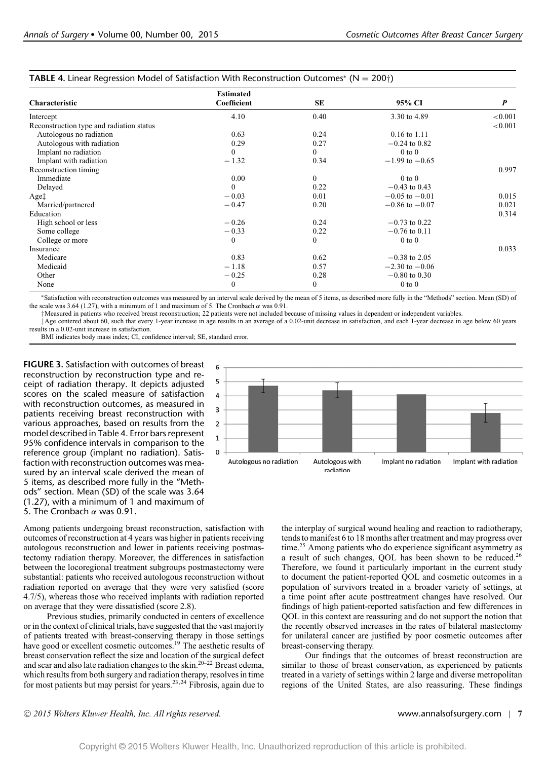**TABLE 4.** Linear Regression Model of Satisfaction With Reconstruction Outcomes* (N = 200†)

| Characteristic | Estimated Coefficient | SE | 95% CI | *P* |
|---|---|---|---|---|
| Intercept | 4.10 | 0.40 | 3.30 to 4.89 | <0.001 |
| Reconstruction type and radiation status | | | | <0.001 |
| Autologous no radiation | 0.63 | 0.24 | 0.16 to 1.11 | |
| Autologous with radiation | 0.29 | 0.27 | −0.24 to 0.82 | |
| Implant no radiation | 0 | 0 | 0 to 0 | |
| Implant with radiation | − 1.32 | 0.34 | −1.99 to −0.65 | |
| Reconstruction timing | | | | 0.997 |
| Immediate | 0.00 | 0 | 0 to 0 | |
| Delayed | 0 | 0.22 | −0.43 to 0.43 | |
| Age‡ | − 0.03 | 0.01 | −0.05 to −0.01 | 0.015 |
| Married/partnered | − 0.47 | 0.20 | −0.86 to −0.07 | 0.021 |
| Education | | | | 0.314 |
| High school or less | − 0.26 | 0.24 | −0.73 to 0.22 | |
| Some college | − 0.33 | 0.22 | −0.76 to 0.11 | |
| College or more | 0 | 0 | 0 to 0 | |
| Insurance | | | | 0.033 |
| Medicare | 0.83 | 0.62 | −0.38 to 2.05 | |
| Medicaid | − 1.18 | 0.57 | −2.30 to −0.06 | |
| Other | − 0.25 | 0.28 | −0.80 to 0.30 | |
| None | 0 | 0 | 0 to 0 | |

*Satisfaction with reconstruction outcomes was measured by an interval scale derived by the mean of 5 items, as described more fully in the "Methods" section. Mean (SD) of the scale was 3.64 (1.27), with a minimum of 1 and maximum of 5. The Cronbach $\alpha$ was 0.91.

†Measured in patients who received breast reconstruction; 22 patients were not included because of missing values in dependent or independent variables.

‡Age centered about 60, such that every 1-year increase in age results in an average of a 0.02-unit decrease in satisfaction, and each 1-year decrease in age below 60 years results in a 0.02-unit increase in satisfaction.

BMI indicates body mass index; CI, confidence interval; SE, standard error.

**FIGURE 3.** Satisfaction with outcomes of breast reconstruction by reconstruction type and receipt of radiation therapy. It depicts adjusted scores on the scaled measure of satisfaction with reconstruction outcomes, as measured in patients receiving breast reconstruction with various approaches, based on results from the model described in Table 4. Error bars represent 95% confidence intervals in comparison to the reference group (implant no radiation). Satisfaction with reconstruction outcomes was measured by an interval scale derived the mean of 5 items, as described more fully in the "Methods" section. Mean (SD) of the scale was 3.64 (1.27), with a minimum of 1 and maximum of 5. The Cronbach $\alpha$ was 0.91.

Among patients undergoing breast reconstruction, satisfaction with outcomes of reconstruction at 4 years was higher in patients receiving autologous reconstruction and lower in patients receiving postmastectomy radiation therapy. Moreover, the differences in satisfaction between the locoregional treatment subgroups postmastectomy were substantial: patients who received autologous reconstruction without radiation reported on average that they were very satisfied (score 4.7/5), whereas those who received implants with radiation reported on average that they were dissatisfied (score 2.8).

Previous studies, primarily conducted in centers of excellence or in the context of clinical trials, have suggested that the vast majority of patients treated with breast-conserving therapy in those settings have good or excellent cosmetic outcomes.[19] The aesthetic results of breast conservation reflect the size and location of the surgical defect and scar and also late radiation changes to the skin.[20–22] Breast edema, which results from both surgery and radiation therapy, resolves in time for most patients but may persist for years.[23,24] Fibrosis, again due to the interplay of surgical wound healing and reaction to radiotherapy, tends to manifest 6 to 18 months after treatment and may progress over time.[25] Among patients who do experience significant asymmetry as a result of such changes, QOL has been shown to be reduced.[26] Therefore, we found it particularly important in the current study to document the patient-reported QOL and cosmetic outcomes in a population of survivors treated in a broader variety of settings, at a time point after acute posttreatment changes have resolved. Our findings of high patient-reported satisfaction and few differences in QOL in this context are reassuring and do not support the notion that the recently observed increases in the rates of bilateral mastectomy for unilateral cancer are justified by poor cosmetic outcomes after breast-conserving therapy.

Our findings that the outcomes of breast reconstruction are similar to those of breast conservation, as experienced by patients treated in a variety of settings within 2 large and diverse metropolitan regions of the United States, are also reassuring. These findings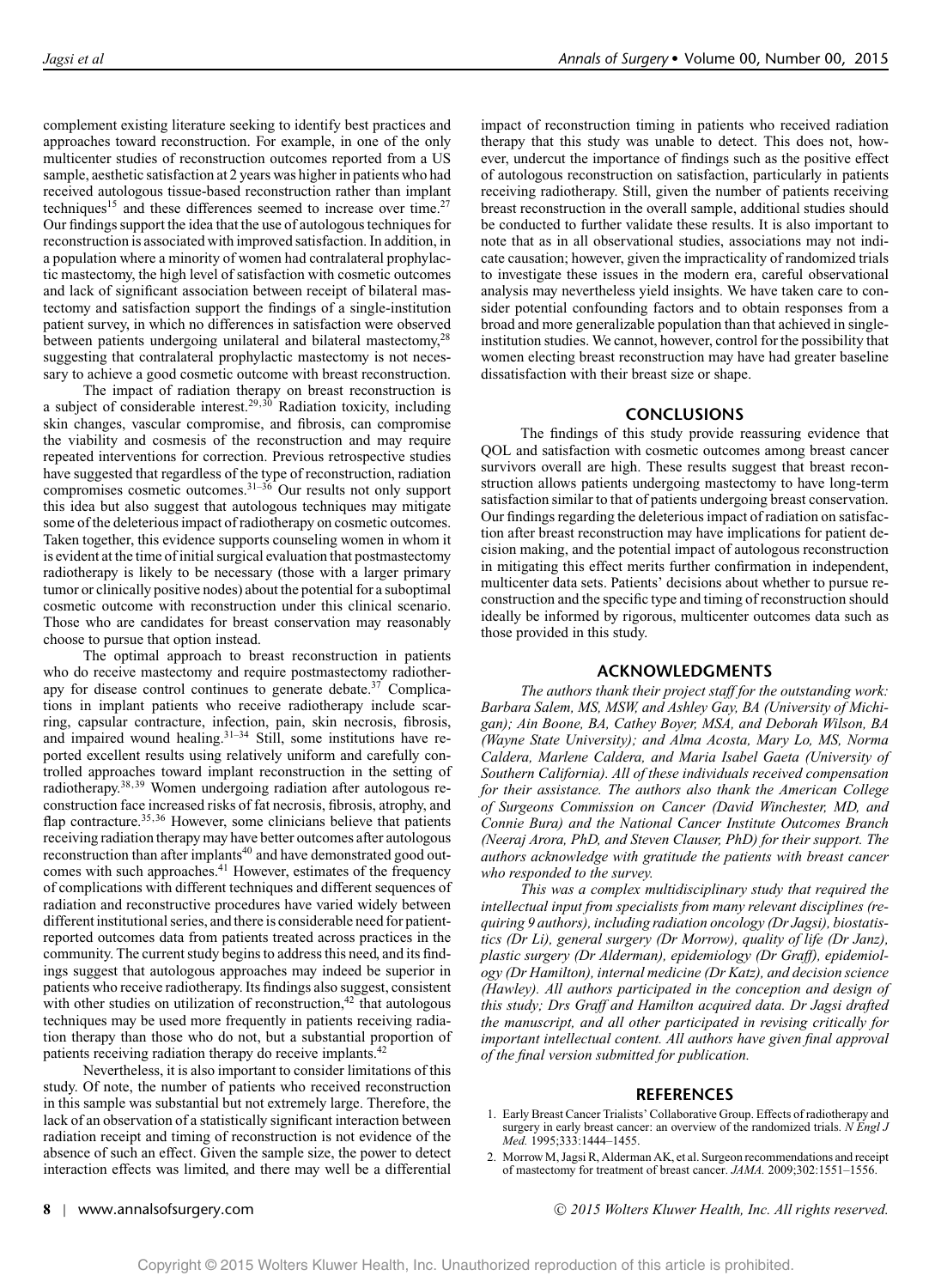complement existing literature seeking to identify best practices and approaches toward reconstruction. For example, in one of the only multicenter studies of reconstruction outcomes reported from a US sample, aesthetic satisfaction at 2 years was higher in patients who had received autologous tissue-based reconstruction rather than implant techniques[15] and these differences seemed to increase over time.[27] Our findings support the idea that the use of autologous techniques for reconstruction is associated with improved satisfaction. In addition, in a population where a minority of women had contralateral prophylactic mastectomy, the high level of satisfaction with cosmetic outcomes and lack of significant association between receipt of bilateral mastectomy and satisfaction support the findings of a single-institution patient survey, in which no differences in satisfaction were observed between patients undergoing unilateral and bilateral mastectomy,[28] suggesting that contralateral prophylactic mastectomy is not necessary to achieve a good cosmetic outcome with breast reconstruction.

The impact of radiation therapy on breast reconstruction is a subject of considerable interest.[29,30] Radiation toxicity, including skin changes, vascular compromise, and fibrosis, can compromise the viability and cosmesis of the reconstruction and may require repeated interventions for correction. Previous retrospective studies have suggested that regardless of the type of reconstruction, radiation compromises cosmetic outcomes.[31–36] Our results not only support this idea but also suggest that autologous techniques may mitigate some of the deleterious impact of radiotherapy on cosmetic outcomes. Taken together, this evidence supports counseling women in whom it is evident at the time of initial surgical evaluation that postmastectomy radiotherapy is likely to be necessary (those with a larger primary tumor or clinically positive nodes) about the potential for a suboptimal cosmetic outcome with reconstruction under this clinical scenario. Those who are candidates for breast conservation may reasonably choose to pursue that option instead.

The optimal approach to breast reconstruction in patients who do receive mastectomy and require postmastectomy radiotherapy for disease control continues to generate debate.[37] Complications in implant patients who receive radiotherapy include scarring, capsular contracture, infection, pain, skin necrosis, fibrosis, and impaired wound healing.[31–34] Still, some institutions have reported excellent results using relatively uniform and carefully controlled approaches toward implant reconstruction in the setting of radiotherapy.[38,39] Women undergoing radiation after autologous reconstruction face increased risks of fat necrosis, fibrosis, atrophy, and flap contracture.[35,36] However, some clinicians believe that patients receiving radiation therapy may have better outcomes after autologous reconstruction than after implants[40] and have demonstrated good outcomes with such approaches.[41] However, estimates of the frequency of complications with different techniques and different sequences of radiation and reconstructive procedures have varied widely between different institutional series, and there is considerable need for patient-reported outcomes data from patients treated across practices in the community. The current study begins to address this need, and its findings suggest that autologous approaches may indeed be superior in patients who receive radiotherapy. Its findings also suggest, consistent with other studies on utilization of reconstruction,[42] that autologous techniques may be used more frequently in patients receiving radiation therapy than those who do not, but a substantial proportion of patients receiving radiation therapy do receive implants.[42]

Nevertheless, it is also important to consider limitations of this study. Of note, the number of patients who received reconstruction in this sample was substantial but not extremely large. Therefore, the lack of an observation of a statistically significant interaction between radiation receipt and timing of reconstruction is not evidence of the absence of such an effect. Given the sample size, the power to detect interaction effects was limited, and there may well be a differential impact of reconstruction timing in patients who received radiation therapy that this study was unable to detect. This does not, however, undercut the importance of findings such as the positive effect of autologous reconstruction on satisfaction, particularly in patients receiving radiotherapy. Still, given the number of patients receiving breast reconstruction in the overall sample, additional studies should be conducted to further validate these results. It is also important to note that as in all observational studies, associations may not indicate causation; however, given the impracticality of randomized trials to investigate these issues in the modern era, careful observational analysis may nevertheless yield insights. We have taken care to consider potential confounding factors and to obtain responses from a broad and more generalizable population than that achieved in single-institution studies. We cannot, however, control for the possibility that women electing breast reconstruction may have had greater baseline dissatisfaction with their breast size or shape.

## CONCLUSIONS

The findings of this study provide reassuring evidence that QOL and satisfaction with cosmetic outcomes among breast cancer survivors overall are high. These results suggest that breast reconstruction allows patients undergoing mastectomy to have long-term satisfaction similar to that of patients undergoing breast conservation. Our findings regarding the deleterious impact of radiation on satisfaction after breast reconstruction may have implications for patient decision making, and the potential impact of autologous reconstruction in mitigating this effect merits further confirmation in independent, multicenter data sets. Patients' decisions about whether to pursue reconstruction and the specific type and timing of reconstruction should ideally be informed by rigorous, multicenter outcomes data such as those provided in this study.

## ACKNOWLEDGMENTS

*The authors thank their project staff for the outstanding work: Barbara Salem, MS, MSW, and Ashley Gay, BA (University of Michigan); Ain Boone, BA, Cathey Boyer, MSA, and Deborah Wilson, BA (Wayne State University); and Alma Acosta, Mary Lo, MS, Norma Caldera, Marlene Caldera, and Maria Isabel Gaeta (University of Southern California). All of these individuals received compensation for their assistance. The authors also thank the American College of Surgeons Commission on Cancer (David Winchester, MD, and Connie Bura) and the National Cancer Institute Outcomes Branch (Neeraj Arora, PhD, and Steven Clauser, PhD) for their support. The authors acknowledge with gratitude the patients with breast cancer who responded to the survey.*

*This was a complex multidisciplinary study that required the intellectual input from specialists from many relevant disciplines (requiring 9 authors), including radiation oncology (Dr Jagsi), biostatistics (Dr Li), general surgery (Dr Morrow), quality of life (Dr Janz), plastic surgery (Dr Alderman), epidemiology (Dr Graff), epidemiology (Dr Hamilton), internal medicine (Dr Katz), and decision science (Hawley). All authors participated in the conception and design of this study; Drs Graff and Hamilton acquired data. Dr Jagsi drafted the manuscript, and all other participated in revising critically for important intellectual content. All authors have given final approval of the final version submitted for publication.*

## REFERENCES

1. Early Breast Cancer Trialists' Collaborative Group. Effects of radiotherapy and surgery in early breast cancer: an overview of the randomized trials. *N Engl J Med.* 1995;333:1444–1455.
2. Morrow M, Jagsi R, Alderman AK, et al. Surgeon recommendations and receipt of mastectomy for treatment of breast cancer. *JAMA.* 2009;302:1551–1556.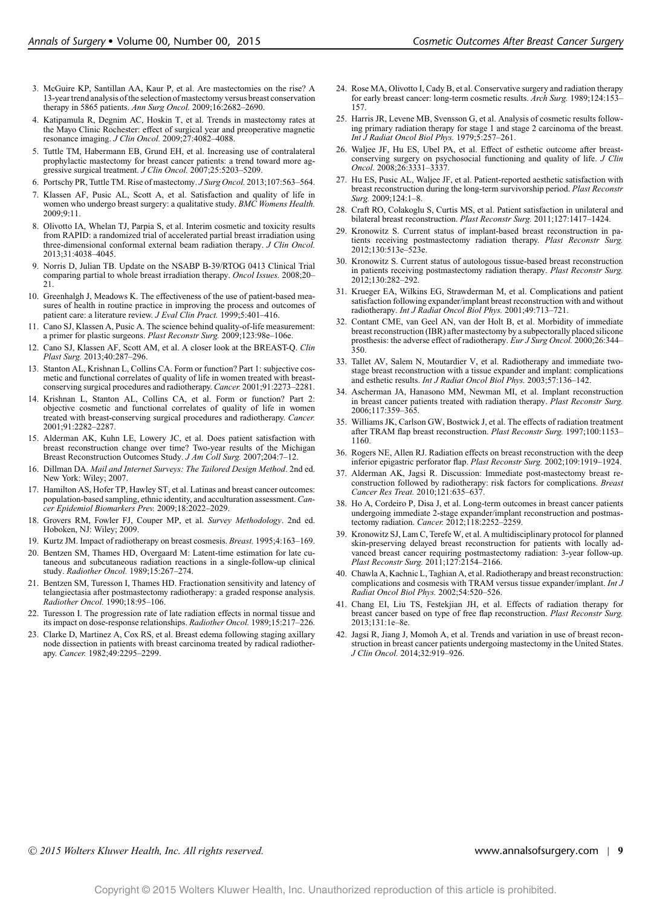3. McGuire KP, Santillan AA, Kaur P, et al. Are mastectomies on the rise? A 13-year trend analysis of the selection of mastectomy versus breast conservation therapy in 5865 patients. *Ann Surg Oncol.* 2009;16:2682–2690.
4. Katipamula R, Degnim AC, Hoskin T, et al. Trends in mastectomy rates at the Mayo Clinic Rochester: effect of surgical year and preoperative magnetic resonance imaging. *J Clin Oncol.* 2009;27:4082–4088.
5. Tuttle TM, Habermann EB, Grund EH, et al. Increasing use of contralateral prophylactic mastectomy for breast cancer patients: a trend toward more aggressive surgical treatment. *J Clin Oncol.* 2007;25:5203–5209.
6. Portschy PR, Tuttle TM. Rise of mastectomy. *J Surg Oncol.* 2013;107:563–564.
7. Klassen AF, Pusic AL, Scott A, et al. Satisfaction and quality of life in women who undergo breast surgery: a qualitative study. *BMC Womens Health.* 2009;9:11.
8. Olivotto IA, Whelan TJ, Parpia S, et al. Interim cosmetic and toxicity results from RAPID: a randomized trial of accelerated partial breast irradiation using three-dimensional conformal external beam radiation therapy. *J Clin Oncol.* 2013;31:4038–4045.
9. Norris D, Julian TB. Update on the NSABP B-39/RTOG 0413 Clinical Trial comparing partial to whole breast irradiation therapy. *Oncol Issues.* 2008;20–21.
10. Greenhalgh J, Meadows K. The effectiveness of the use of patient-based measures of health in routine practice in improving the process and outcomes of patient care: a literature review. *J Eval Clin Pract.* 1999;5:401–416.
11. Cano SJ, Klassen A, Pusic A. The science behind quality-of-life measurement: a primer for plastic surgeons. *Plast Reconstr Surg.* 2009;123:98e–106e.
12. Cano SJ, Klassen AF, Scott AM, et al. A closer look at the BREAST-Q. *Clin Plast Surg.* 2013;40:287–296.
13. Stanton AL, Krishnan L, Collins CA. Form or function? Part 1: subjective cosmetic and functional correlates of quality of life in women treated with breast-conserving surgical procedures and radiotherapy. *Cancer.* 2001;91:2273–2281.
14. Krishnan L, Stanton AL, Collins CA, et al. Form or function? Part 2: objective cosmetic and functional correlates of quality of life in women treated with breast-conserving surgical procedures and radiotherapy. *Cancer.* 2001;91:2282–2287.
15. Alderman AK, Kuhn LE, Lowery JC, et al. Does patient satisfaction with breast reconstruction change over time? Two-year results of the Michigan Breast Reconstruction Outcomes Study. *J Am Coll Surg.* 2007;204:7–12.
16. Dillman DA. *Mail and Internet Surveys: The Tailored Design Method*. 2nd ed. New York: Wiley; 2007.
17. Hamilton AS, Hofer TP, Hawley ST, et al. Latinas and breast cancer outcomes: population-based sampling, ethnic identity, and acculturation assessment. *Cancer Epidemiol Biomarkers Prev.* 2009;18:2022–2029.
18. Grovers RM, Fowler FJ, Couper MP, et al. *Survey Methodology*. 2nd ed. Hoboken, NJ: Wiley; 2009.
19. Kurtz JM. Impact of radiotherapy on breast cosmesis. *Breast.* 1995;4:163–169.
20. Bentzen SM, Thames HD, Overgaard M: Latent-time estimation for late cutaneous and subcutaneous radiation reactions in a single-follow-up clinical study. *Radiother Oncol.* 1989;15:267–274.
21. Bentzen SM, Turesson I, Thames HD. Fractionation sensitivity and latency of telangiectasia after postmastectomy radiotherapy: a graded response analysis. *Radiother Oncol.* 1990;18:95–106.
22. Turesson I. The progression rate of late radiation effects in normal tissue and its impact on dose-response relationships. *Radiother Oncol.* 1989;15:217–226.
23. Clarke D, Martinez A, Cox RS, et al. Breast edema following staging axillary node dissection in patients with breast carcinoma treated by radical radiotherapy. *Cancer.* 1982;49:2295–2299.
24. Rose MA, Olivotto I, Cady B, et al. Conservative surgery and radiation therapy for early breast cancer: long-term cosmetic results. *Arch Surg.* 1989;124:153–157.
25. Harris JR, Levene MB, Svensson G, et al. Analysis of cosmetic results following primary radiation therapy for stage 1 and stage 2 carcinoma of the breast. *Int J Radiat Oncol Biol Phys.* 1979;5:257–261.
26. Waljee JF, Hu ES, Ubel PA, et al. Effect of esthetic outcome after breast-conserving surgery on psychosocial functioning and quality of life. *J Clin Oncol.* 2008;26:3331–3337.
27. Hu ES, Pusic AL, Waljee JF, et al. Patient-reported aesthetic satisfaction with breast reconstruction during the long-term survivorship period. *Plast Reconstr Surg.* 2009;124:1–8.
28. Craft RO, Colakoglu S, Curtis MS, et al. Patient satisfaction in unilateral and bilateral breast reconstruction. *Plast Reconstr Surg.* 2011;127:1417–1424.
29. Kronowitz S. Current status of implant-based breast reconstruction in patients receiving postmastectomy radiation therapy. *Plast Reconstr Surg.* 2012;130:513e–523e.
30. Kronowitz S. Current status of autologous tissue-based breast reconstruction in patients receiving postmastectomy radiation therapy. *Plast Reconstr Surg.* 2012;130:282–292.
31. Krueger EA, Wilkins EG, Strawderman M, et al. Complications and patient satisfaction following expander/implant breast reconstruction with and without radiotherapy. *Int J Radiat Oncol Biol Phys.* 2001;49:713–721.
32. Contant CME, van Geel AN, van der Holt B, et al. Morbidity of immediate breast reconstruction (IBR) after mastectomy by a subpectorally placed silicone prosthesis: the adverse effect of radiotherapy. *Eur J Surg Oncol.* 2000;26:344–350.
33. Tallet AV, Salem N, Moutardier V, et al. Radiotherapy and immediate two-stage breast reconstruction with a tissue expander and implant: complications and esthetic results. *Int J Radiat Oncol Biol Phys.* 2003;57:136–142.
34. Ascherman JA, Hanasono MM, Newman MI, et al. Implant reconstruction in breast cancer patients treated with radiation therapy. *Plast Reconstr Surg.* 2006;117:359–365.
35. Williams JK, Carlson GW, Bostwick J, et al. The effects of radiation treatment after TRAM flap breast reconstruction. *Plast Reconstr Surg.* 1997;100:1153–1160.
36. Rogers NE, Allen RJ. Radiation effects on breast reconstruction with the deep inferior epigastric perforator flap. *Plast Reconstr Surg.* 2002;109:1919–1924.
37. Alderman AK, Jagsi R. Discussion: Immediate post-mastectomy breast reconstruction followed by radiotherapy: risk factors for complications. *Breast Cancer Res Treat.* 2010;121:635–637.
38. Ho A, Cordeiro P, Disa J, et al. Long-term outcomes in breast cancer patients undergoing immediate 2-stage expander/implant reconstruction and postmastectomy radiation. *Cancer.* 2012;118:2252–2259.
39. Kronowitz SJ, Lam C, Terefe W, et al. A multidisciplinary protocol for planned skin-preserving delayed breast reconstruction for patients with locally advanced breast cancer requiring postmastectomy radiation: 3-year follow-up. *Plast Reconstr Surg.* 2011;127:2154–2166.
40. Chawla A, Kachnic L, Taghian A, et al. Radiotherapy and breast reconstruction: complications and cosmesis with TRAM versus tissue expander/implant. *Int J Radiat Oncol Biol Phys.* 2002;54:520–526.
41. Chang EI, Liu TS, Festekjian JH, et al. Effects of radiation therapy for breast cancer based on type of free flap reconstruction. *Plast Reconstr Surg.* 2013;131:1e–8e.
42. Jagsi R, Jiang J, Momoh A, et al. Trends and variation in use of breast reconstruction in breast cancer patients undergoing mastectomy in the United States. *J Clin Oncol.* 2014;32:919–926.